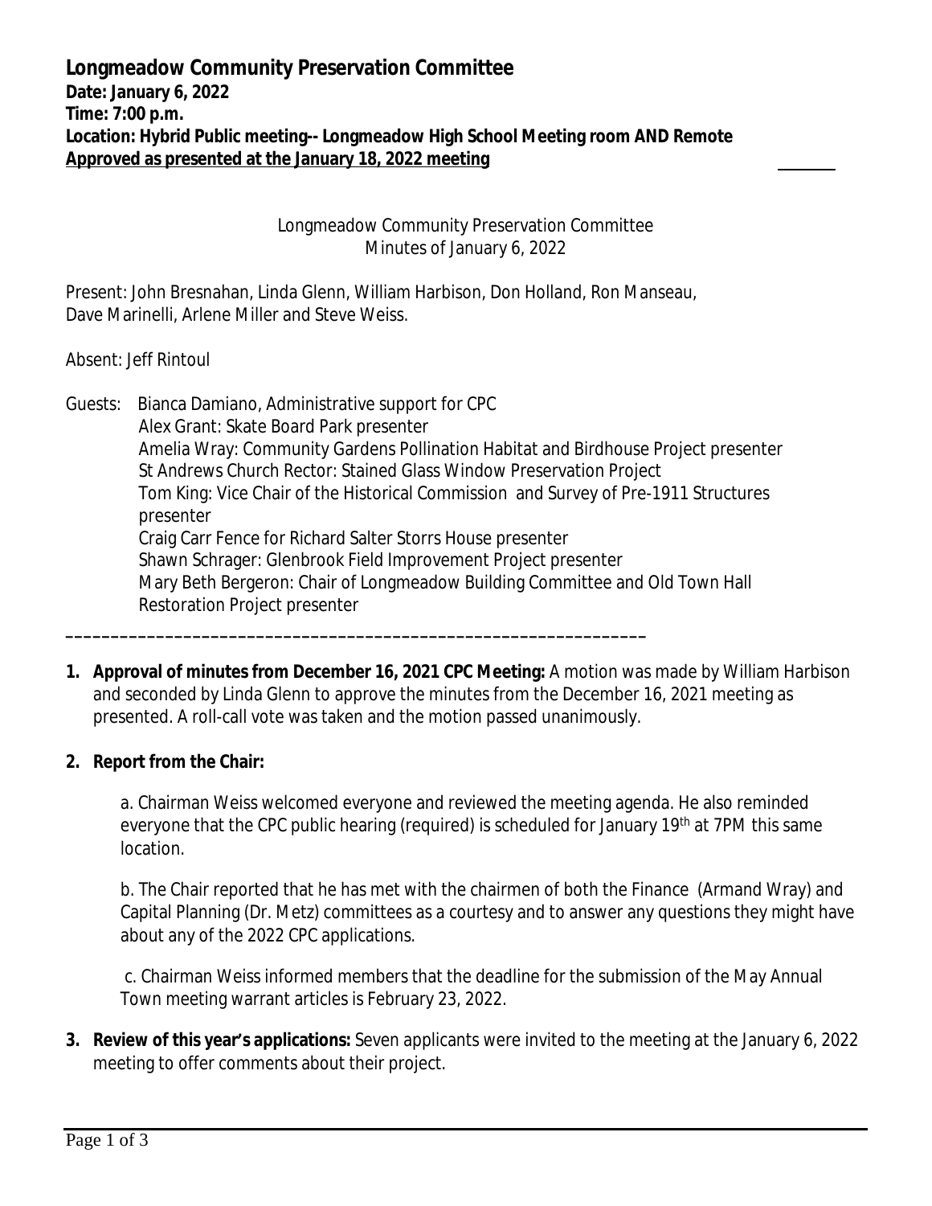**Longmeadow Community Preservation Committee**
**Date: January 6, 2022**
**Time: 7:00 p.m.**
**Location: Hybrid Public meeting-- Longmeadow High School Meeting room AND Remote**
**Approved as presented at the January 18, 2022 meeting**

Longmeadow Community Preservation Committee
Minutes of January 6, 2022

Present: John Bresnahan, Linda Glenn, William Harbison, Don Holland, Ron Manseau, Dave Marinelli, Arlene Miller and Steve Weiss.

Absent: Jeff Rintoul

Guests: Bianca Damiano, Administrative support for CPC
Alex Grant: Skate Board Park presenter
Amelia Wray: Community Gardens Pollination Habitat and Birdhouse Project presenter
St Andrews Church Rector: Stained Glass Window Preservation Project
Tom King: Vice Chair of the Historical Commission and Survey of Pre-1911 Structures presenter
Craig Carr Fence for Richard Salter Storrs House presenter
Shawn Schrager: Glenbrook Field Improvement Project presenter
Mary Beth Bergeron: Chair of Longmeadow Building Committee and Old Town Hall Restoration Project presenter

---

1. **Approval of minutes from December 16, 2021 CPC Meeting:** A motion was made by William Harbison and seconded by Linda Glenn to approve the minutes from the December 16, 2021 meeting as presented. A roll-call vote was taken and the motion passed unanimously.

2. **Report from the Chair:**

   a. Chairman Weiss welcomed everyone and reviewed the meeting agenda. He also reminded everyone that the CPC public hearing (required) is scheduled for January 19th at 7PM this same location.

   b. The Chair reported that he has met with the chairmen of both the Finance (Armand Wray) and Capital Planning (Dr. Metz) committees as a courtesy and to answer any questions they might have about any of the 2022 CPC applications.

   c. Chairman Weiss informed members that the deadline for the submission of the May Annual Town meeting warrant articles is February 23, 2022.

3. **Review of this year's applications:** Seven applicants were invited to the meeting at the January 6, 2022 meeting to offer comments about their project.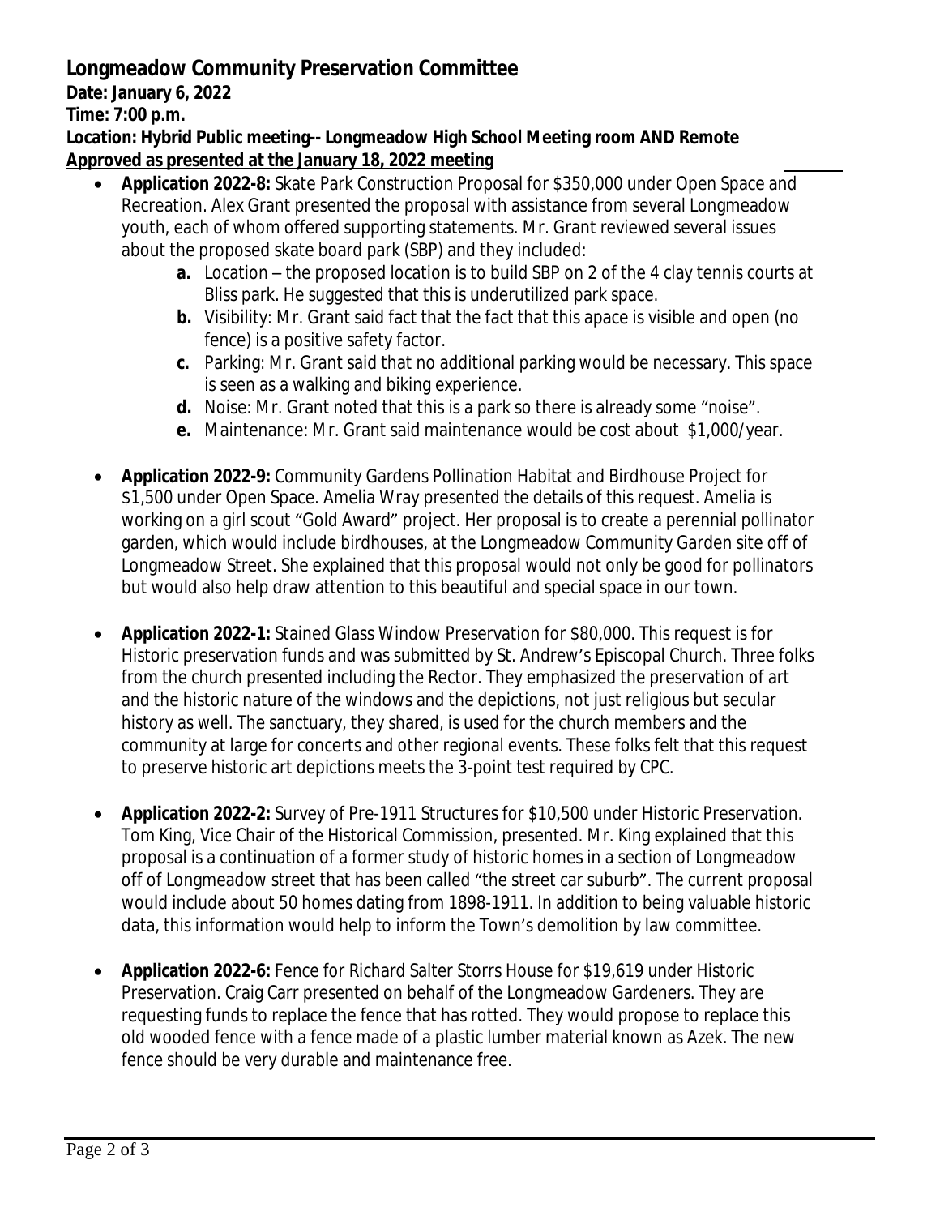## Longmeadow Community Preservation Committee

**Date: January 6, 2022**

**Time: 7:00 p.m.**

**Location: Hybrid Public meeting-- Longmeadow High School Meeting room AND Remote**

**Approved as presented at the January 18, 2022 meeting**

- **Application 2022-8:** Skate Park Construction Proposal for $350,000 under Open Space and Recreation. Alex Grant presented the proposal with assistance from several Longmeadow youth, each of whom offered supporting statements. Mr. Grant reviewed several issues about the proposed skate board park (SBP) and they included:
  - **a.** Location – the proposed location is to build SBP on 2 of the 4 clay tennis courts at Bliss park. He suggested that this is underutilized park space.
  - **b.** Visibility: Mr. Grant said fact that the fact that this apace is visible and open (no fence) is a positive safety factor.
  - **c.** Parking: Mr. Grant said that no additional parking would be necessary. This space is seen as a walking and biking experience.
  - **d.** Noise: Mr. Grant noted that this is a park so there is already some "noise".
  - **e.** Maintenance: Mr. Grant said maintenance would be cost about $1,000/year.

- **Application 2022-9:** Community Gardens Pollination Habitat and Birdhouse Project for $1,500 under Open Space. Amelia Wray presented the details of this request. Amelia is working on a girl scout "Gold Award" project. Her proposal is to create a perennial pollinator garden, which would include birdhouses, at the Longmeadow Community Garden site off of Longmeadow Street. She explained that this proposal would not only be good for pollinators but would also help draw attention to this beautiful and special space in our town.

- **Application 2022-1:** Stained Glass Window Preservation for $80,000. This request is for Historic preservation funds and was submitted by St. Andrew's Episcopal Church. Three folks from the church presented including the Rector. They emphasized the preservation of art and the historic nature of the windows and the depictions, not just religious but secular history as well. The sanctuary, they shared, is used for the church members and the community at large for concerts and other regional events. These folks felt that this request to preserve historic art depictions meets the 3-point test required by CPC.

- **Application 2022-2:** Survey of Pre-1911 Structures for $10,500 under Historic Preservation. Tom King, Vice Chair of the Historical Commission, presented. Mr. King explained that this proposal is a continuation of a former study of historic homes in a section of Longmeadow off of Longmeadow street that has been called "the street car suburb". The current proposal would include about 50 homes dating from 1898-1911. In addition to being valuable historic data, this information would help to inform the Town's demolition by law committee.

- **Application 2022-6:** Fence for Richard Salter Storrs House for $19,619 under Historic Preservation. Craig Carr presented on behalf of the Longmeadow Gardeners. They are requesting funds to replace the fence that has rotted. They would propose to replace this old wooded fence with a fence made of a plastic lumber material known as Azek. The new fence should be very durable and maintenance free.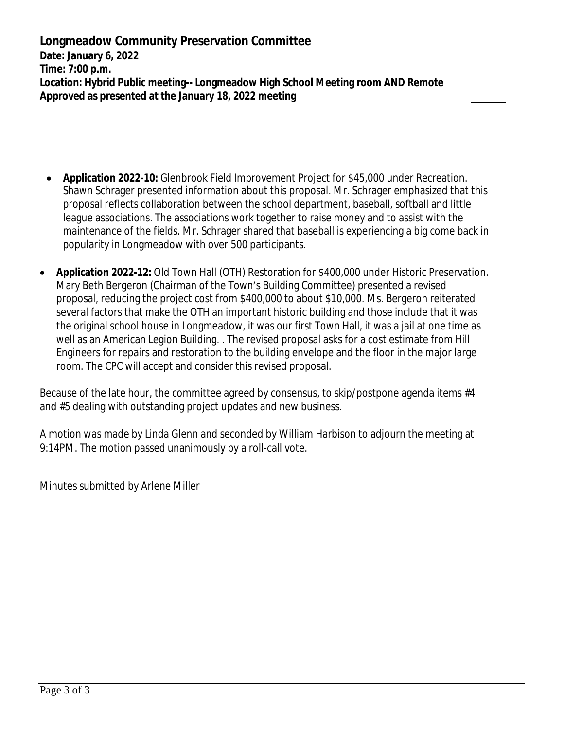**Longmeadow Community Preservation Committee**
**Date: January 6, 2022**
**Time: 7:00 p.m.**
**Location: Hybrid Public meeting-- Longmeadow High School Meeting room AND Remote**
**Approved as presented at the January 18, 2022 meeting**

- **Application 2022-10:** Glenbrook Field Improvement Project for $45,000 under Recreation. Shawn Schrager presented information about this proposal. Mr. Schrager emphasized that this proposal reflects collaboration between the school department, baseball, softball and little league associations. The associations work together to raise money and to assist with the maintenance of the fields. Mr. Schrager shared that baseball is experiencing a big come back in popularity in Longmeadow with over 500 participants.

- **Application 2022-12:** Old Town Hall (OTH) Restoration for $400,000 under Historic Preservation. Mary Beth Bergeron (Chairman of the Town's Building Committee) presented a revised proposal, reducing the project cost from $400,000 to about $10,000. Ms. Bergeron reiterated several factors that make the OTH an important historic building and those include that it was the original school house in Longmeadow, it was our first Town Hall, it was a jail at one time as well as an American Legion Building. . The revised proposal asks for a cost estimate from Hill Engineers for repairs and restoration to the building envelope and the floor in the major large room. The CPC will accept and consider this revised proposal.

Because of the late hour, the committee agreed by consensus, to skip/postpone agenda items #4 and #5 dealing with outstanding project updates and new business.

A motion was made by Linda Glenn and seconded by William Harbison to adjourn the meeting at 9:14PM. The motion passed unanimously by a roll-call vote.

Minutes submitted by Arlene Miller